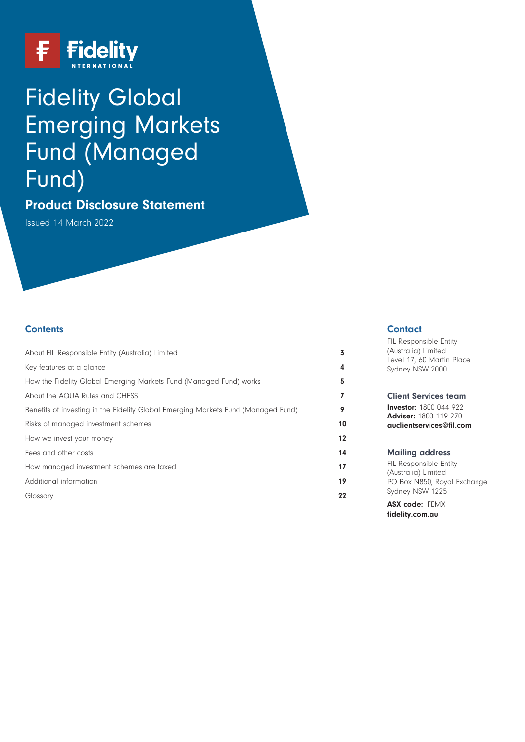Fidelity INTERNATIONAL

# Fidelity Global Emerging Markets Fund (Managed Fund)

## Product Disclosure Statement

Issued 14 March 2022

## Contents

| | |
|---|---|
| About FIL Responsible Entity (Australia) Limited | 3 |
| Key features at a glance | 4 |
| How the Fidelity Global Emerging Markets Fund (Managed Fund) works | 5 |
| About the AQUA Rules and CHESS | 7 |
| Benefits of investing in the Fidelity Global Emerging Markets Fund (Managed Fund) | 9 |
| Risks of managed investment schemes | 10 |
| How we invest your money | 12 |
| Fees and other costs | 14 |
| How managed investment schemes are taxed | 17 |
| Additional information | 19 |
| Glossary | 22 |

## Contact

FIL Responsible Entity (Australia) Limited
Level 17, 60 Martin Place
Sydney NSW 2000

### Client Services team

**Investor:** 1800 044 922
**Adviser:** 1800 119 270
**auclientservices@fil.com**

### Mailing address

FIL Responsible Entity (Australia) Limited
PO Box N850, Royal Exchange
Sydney NSW 1225

**ASX code:** FEMX
**fidelity.com.au**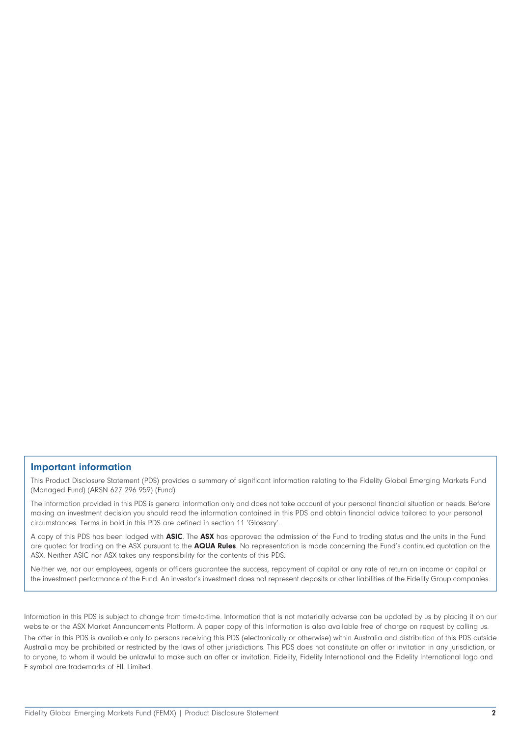## Important information

This Product Disclosure Statement (PDS) provides a summary of significant information relating to the Fidelity Global Emerging Markets Fund (Managed Fund) (ARSN 627 296 959) (Fund).

The information provided in this PDS is general information only and does not take account of your personal financial situation or needs. Before making an investment decision you should read the information contained in this PDS and obtain financial advice tailored to your personal circumstances. Terms in bold in this PDS are defined in section 11 'Glossary'.

A copy of this PDS has been lodged with **ASIC**. The **ASX** has approved the admission of the Fund to trading status and the units in the Fund are quoted for trading on the ASX pursuant to the **AQUA Rules**. No representation is made concerning the Fund's continued quotation on the ASX. Neither ASIC nor ASX takes any responsibility for the contents of this PDS.

Neither we, nor our employees, agents or officers guarantee the success, repayment of capital or any rate of return on income or capital or the investment performance of the Fund. An investor's investment does not represent deposits or other liabilities of the Fidelity Group companies.

Information in this PDS is subject to change from time-to-time. Information that is not materially adverse can be updated by us by placing it on our website or the ASX Market Announcements Platform. A paper copy of this information is also available free of charge on request by calling us.

The offer in this PDS is available only to persons receiving this PDS (electronically or otherwise) within Australia and distribution of this PDS outside Australia may be prohibited or restricted by the laws of other jurisdictions. This PDS does not constitute an offer or invitation in any jurisdiction, or to anyone, to whom it would be unlawful to make such an offer or invitation. Fidelity, Fidelity International and the Fidelity International logo and F symbol are trademarks of FIL Limited.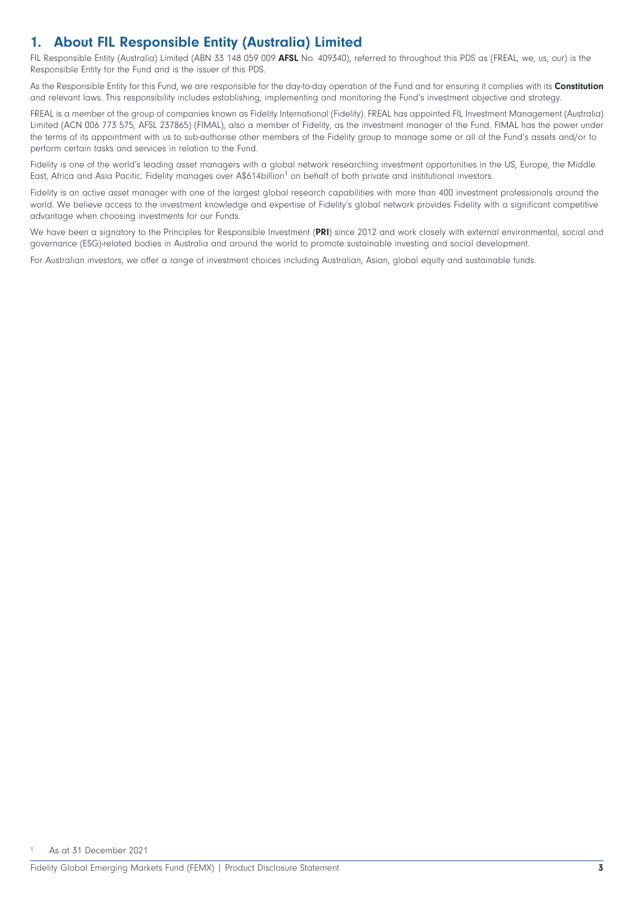## 1. About FIL Responsible Entity (Australia) Limited

FIL Responsible Entity (Australia) Limited (ABN 33 148 059 009 **AFSL** No. 409340), referred to throughout this PDS as (FREAL, we, us, our) is the Responsible Entity for the Fund and is the issuer of this PDS.

As the Responsible Entity for this Fund, we are responsible for the day-to-day operation of the Fund and for ensuring it complies with its **Constitution** and relevant laws. This responsibility includes establishing, implementing and monitoring the Fund's investment objective and strategy.

FREAL is a member of the group of companies known as Fidelity International (Fidelity). FREAL has appointed FIL Investment Management (Australia) Limited (ACN 006 773 575, AFSL 237865) (FIMAL), also a member of Fidelity, as the investment manager of the Fund. FIMAL has the power under the terms of its appointment with us to sub-authorise other members of the Fidelity group to manage some or all of the Fund's assets and/or to perform certain tasks and services in relation to the Fund.

Fidelity is one of the world's leading asset managers with a global network researching investment opportunities in the US, Europe, the Middle East, Africa and Asia Pacific. Fidelity manages over A$614billion[1] on behalf of both private and institutional investors.

Fidelity is an active asset manager with one of the largest global research capabilities with more than 400 investment professionals around the world. We believe access to the investment knowledge and expertise of Fidelity's global network provides Fidelity with a significant competitive advantage when choosing investments for our Funds.

We have been a signatory to the Principles for Responsible Investment (**PRI**) since 2012 and work closely with external environmental, social and governance (ESG)-related bodies in Australia and around the world to promote sustainable investing and social development.

For Australian investors, we offer a range of investment choices including Australian, Asian, global equity and sustainable funds.

[1] As at 31 December 2021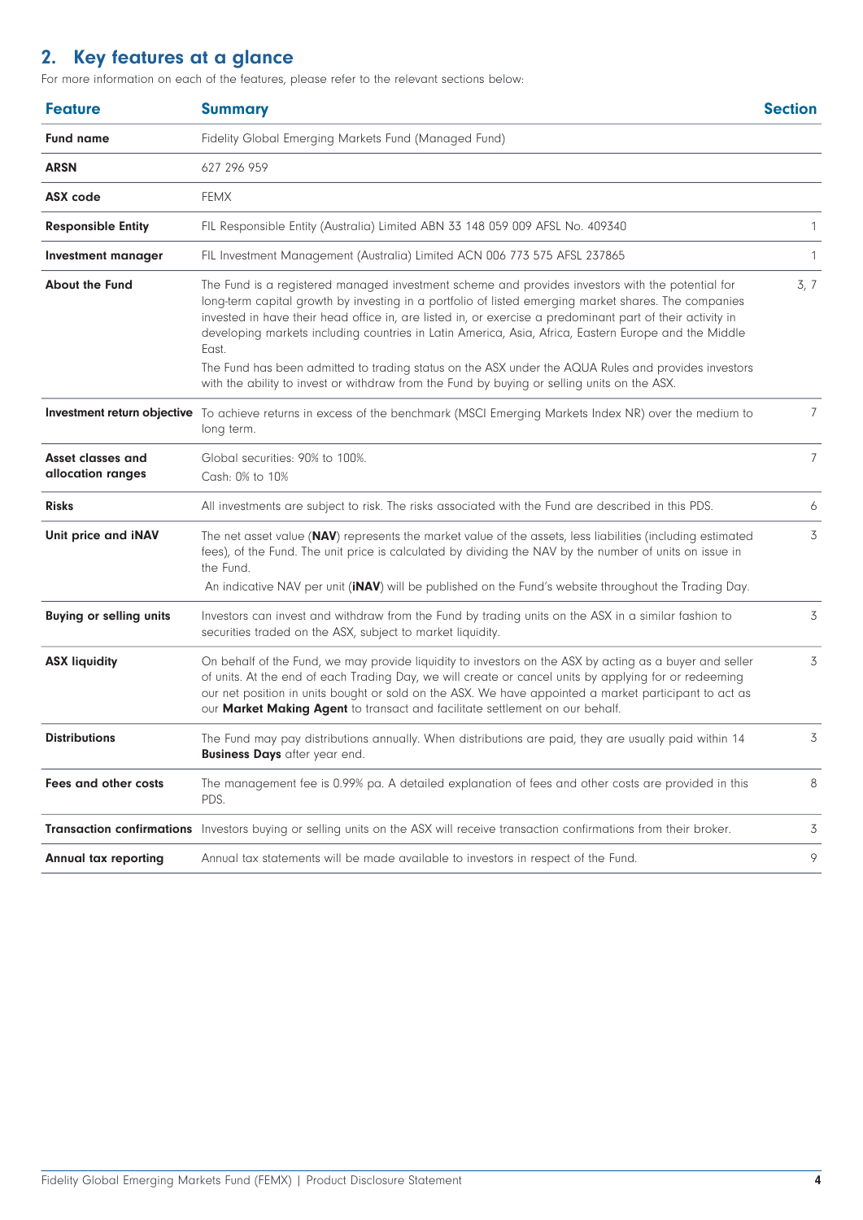## 2. Key features at a glance

For more information on each of the features, please refer to the relevant sections below:

| Feature | Summary | Section |
|---|---|---|
| **Fund name** | Fidelity Global Emerging Markets Fund (Managed Fund) | |
| **ARSN** | 627 296 959 | |
| **ASX code** | FEMX | |
| **Responsible Entity** | FIL Responsible Entity (Australia) Limited ABN 33 148 059 009 AFSL No. 409340 | 1 |
| **Investment manager** | FIL Investment Management (Australia) Limited ACN 006 773 575 AFSL 237865 | 1 |
| **About the Fund** | The Fund is a registered managed investment scheme and provides investors with the potential for long-term capital growth by investing in a portfolio of listed emerging market shares. The companies invested in have their head office in, are listed in, or exercise a predominant part of their activity in developing markets including countries in Latin America, Asia, Africa, Eastern Europe and the Middle East.<br>The Fund has been admitted to trading status on the ASX under the AQUA Rules and provides investors with the ability to invest or withdraw from the Fund by buying or selling units on the ASX. | 3, 7 |
| **Investment return objective** | To achieve returns in excess of the benchmark (MSCI Emerging Markets Index NR) over the medium to long term. | 7 |
| **Asset classes and allocation ranges** | Global securities: 90% to 100%.<br>Cash: 0% to 10% | 7 |
| **Risks** | All investments are subject to risk. The risks associated with the Fund are described in this PDS. | 6 |
| **Unit price and iNAV** | The net asset value (**NAV**) represents the market value of the assets, less liabilities (including estimated fees), of the Fund. The unit price is calculated by dividing the NAV by the number of units on issue in the Fund.<br>An indicative NAV per unit (**iNAV**) will be published on the Fund's website throughout the Trading Day. | 3 |
| **Buying or selling units** | Investors can invest and withdraw from the Fund by trading units on the ASX in a similar fashion to securities traded on the ASX, subject to market liquidity. | 3 |
| **ASX liquidity** | On behalf of the Fund, we may provide liquidity to investors on the ASX by acting as a buyer and seller of units. At the end of each Trading Day, we will create or cancel units by applying for or redeeming our net position in units bought or sold on the ASX. We have appointed a market participant to act as our **Market Making Agent** to transact and facilitate settlement on our behalf. | 3 |
| **Distributions** | The Fund may pay distributions annually. When distributions are paid, they are usually paid within 14 **Business Days** after year end. | 3 |
| **Fees and other costs** | The management fee is 0.99% pa. A detailed explanation of fees and other costs are provided in this PDS. | 8 |
| **Transaction confirmations** | Investors buying or selling units on the ASX will receive transaction confirmations from their broker. | 3 |
| **Annual tax reporting** | Annual tax statements will be made available to investors in respect of the Fund. | 9 |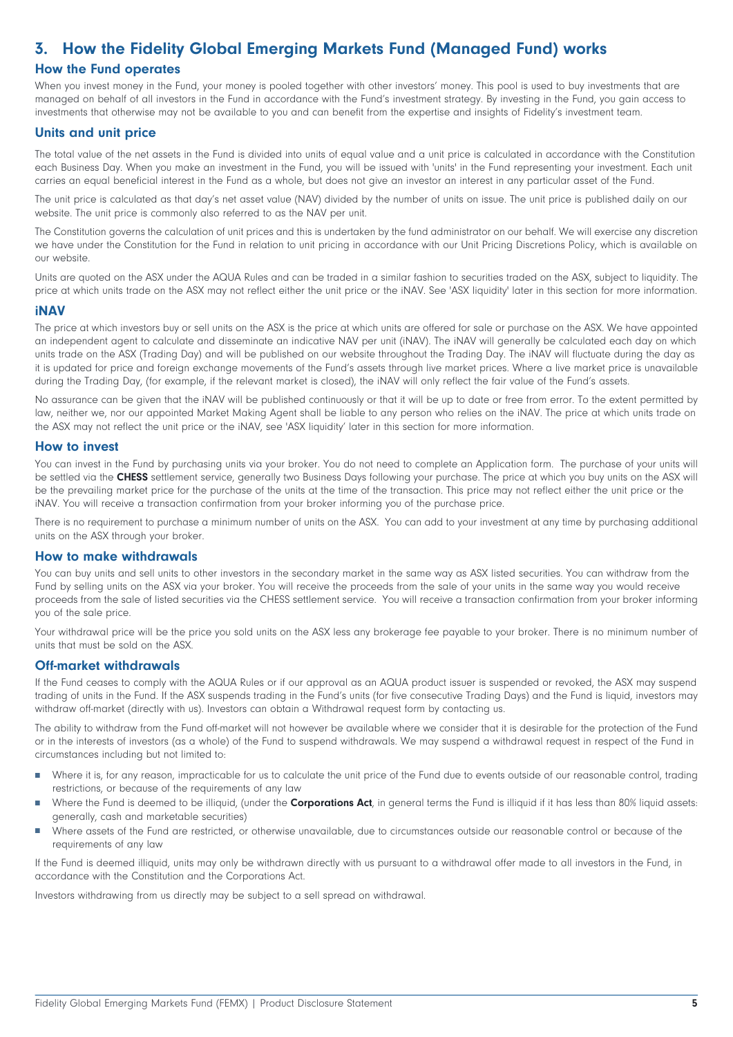## 3. How the Fidelity Global Emerging Markets Fund (Managed Fund) works

### How the Fund operates

When you invest money in the Fund, your money is pooled together with other investors' money. This pool is used to buy investments that are managed on behalf of all investors in the Fund in accordance with the Fund's investment strategy. By investing in the Fund, you gain access to investments that otherwise may not be available to you and can benefit from the expertise and insights of Fidelity's investment team.

### Units and unit price

The total value of the net assets in the Fund is divided into units of equal value and a unit price is calculated in accordance with the Constitution each Business Day. When you make an investment in the Fund, you will be issued with 'units' in the Fund representing your investment. Each unit carries an equal beneficial interest in the Fund as a whole, but does not give an investor an interest in any particular asset of the Fund.

The unit price is calculated as that day's net asset value (NAV) divided by the number of units on issue. The unit price is published daily on our website. The unit price is commonly also referred to as the NAV per unit.

The Constitution governs the calculation of unit prices and this is undertaken by the fund administrator on our behalf. We will exercise any discretion we have under the Constitution for the Fund in relation to unit pricing in accordance with our Unit Pricing Discretions Policy, which is available on our website.

Units are quoted on the ASX under the AQUA Rules and can be traded in a similar fashion to securities traded on the ASX, subject to liquidity. The price at which units trade on the ASX may not reflect either the unit price or the iNAV. See 'ASX liquidity' later in this section for more information.

### iNAV

The price at which investors buy or sell units on the ASX is the price at which units are offered for sale or purchase on the ASX. We have appointed an independent agent to calculate and disseminate an indicative NAV per unit (iNAV). The iNAV will generally be calculated each day on which units trade on the ASX (Trading Day) and will be published on our website throughout the Trading Day. The iNAV will fluctuate during the day as it is updated for price and foreign exchange movements of the Fund's assets through live market prices. Where a live market price is unavailable during the Trading Day, (for example, if the relevant market is closed), the iNAV will only reflect the fair value of the Fund's assets.

No assurance can be given that the iNAV will be published continuously or that it will be up to date or free from error. To the extent permitted by law, neither we, nor our appointed Market Making Agent shall be liable to any person who relies on the iNAV. The price at which units trade on the ASX may not reflect the unit price or the iNAV, see 'ASX liquidity' later in this section for more information.

### How to invest

You can invest in the Fund by purchasing units via your broker. You do not need to complete an Application form. The purchase of your units will be settled via the **CHESS** settlement service, generally two Business Days following your purchase. The price at which you buy units on the ASX will be the prevailing market price for the purchase of the units at the time of the transaction. This price may not reflect either the unit price or the iNAV. You will receive a transaction confirmation from your broker informing you of the purchase price.

There is no requirement to purchase a minimum number of units on the ASX. You can add to your investment at any time by purchasing additional units on the ASX through your broker.

### How to make withdrawals

You can buy units and sell units to other investors in the secondary market in the same way as ASX listed securities. You can withdraw from the Fund by selling units on the ASX via your broker. You will receive the proceeds from the sale of your units in the same way you would receive proceeds from the sale of listed securities via the CHESS settlement service. You will receive a transaction confirmation from your broker informing you of the sale price.

Your withdrawal price will be the price you sold units on the ASX less any brokerage fee payable to your broker. There is no minimum number of units that must be sold on the ASX.

### Off-market withdrawals

If the Fund ceases to comply with the AQUA Rules or if our approval as an AQUA product issuer is suspended or revoked, the ASX may suspend trading of units in the Fund. If the ASX suspends trading in the Fund's units (for five consecutive Trading Days) and the Fund is liquid, investors may withdraw off-market (directly with us). Investors can obtain a Withdrawal request form by contacting us.

The ability to withdraw from the Fund off-market will not however be available where we consider that it is desirable for the protection of the Fund or in the interests of investors (as a whole) of the Fund to suspend withdrawals. We may suspend a withdrawal request in respect of the Fund in circumstances including but not limited to:

- Where it is, for any reason, impracticable for us to calculate the unit price of the Fund due to events outside of our reasonable control, trading restrictions, or because of the requirements of any law
- Where the Fund is deemed to be illiquid, (under the **Corporations Act**, in general terms the Fund is illiquid if it has less than 80% liquid assets: generally, cash and marketable securities)
- Where assets of the Fund are restricted, or otherwise unavailable, due to circumstances outside our reasonable control or because of the requirements of any law

If the Fund is deemed illiquid, units may only be withdrawn directly with us pursuant to a withdrawal offer made to all investors in the Fund, in accordance with the Constitution and the Corporations Act.

Investors withdrawing from us directly may be subject to a sell spread on withdrawal.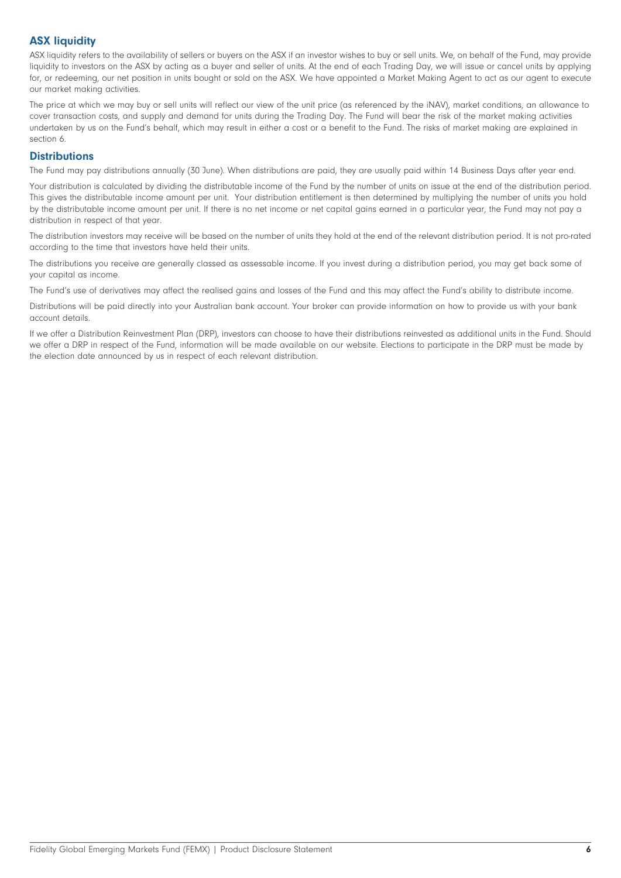## ASX liquidity

ASX liquidity refers to the availability of sellers or buyers on the ASX if an investor wishes to buy or sell units. We, on behalf of the Fund, may provide liquidity to investors on the ASX by acting as a buyer and seller of units. At the end of each Trading Day, we will issue or cancel units by applying for, or redeeming, our net position in units bought or sold on the ASX. We have appointed a Market Making Agent to act as our agent to execute our market making activities.

The price at which we may buy or sell units will reflect our view of the unit price (as referenced by the iNAV), market conditions, an allowance to cover transaction costs, and supply and demand for units during the Trading Day. The Fund will bear the risk of the market making activities undertaken by us on the Fund's behalf, which may result in either a cost or a benefit to the Fund. The risks of market making are explained in section 6.

## Distributions

The Fund may pay distributions annually (30 June). When distributions are paid, they are usually paid within 14 Business Days after year end.

Your distribution is calculated by dividing the distributable income of the Fund by the number of units on issue at the end of the distribution period. This gives the distributable income amount per unit. Your distribution entitlement is then determined by multiplying the number of units you hold by the distributable income amount per unit. If there is no net income or net capital gains earned in a particular year, the Fund may not pay a distribution in respect of that year.

The distribution investors may receive will be based on the number of units they hold at the end of the relevant distribution period. It is not pro-rated according to the time that investors have held their units.

The distributions you receive are generally classed as assessable income. If you invest during a distribution period, you may get back some of your capital as income.

The Fund's use of derivatives may affect the realised gains and losses of the Fund and this may affect the Fund's ability to distribute income.

Distributions will be paid directly into your Australian bank account. Your broker can provide information on how to provide us with your bank account details.

If we offer a Distribution Reinvestment Plan (DRP), investors can choose to have their distributions reinvested as additional units in the Fund. Should we offer a DRP in respect of the Fund, information will be made available on our website. Elections to participate in the DRP must be made by the election date announced by us in respect of each relevant distribution.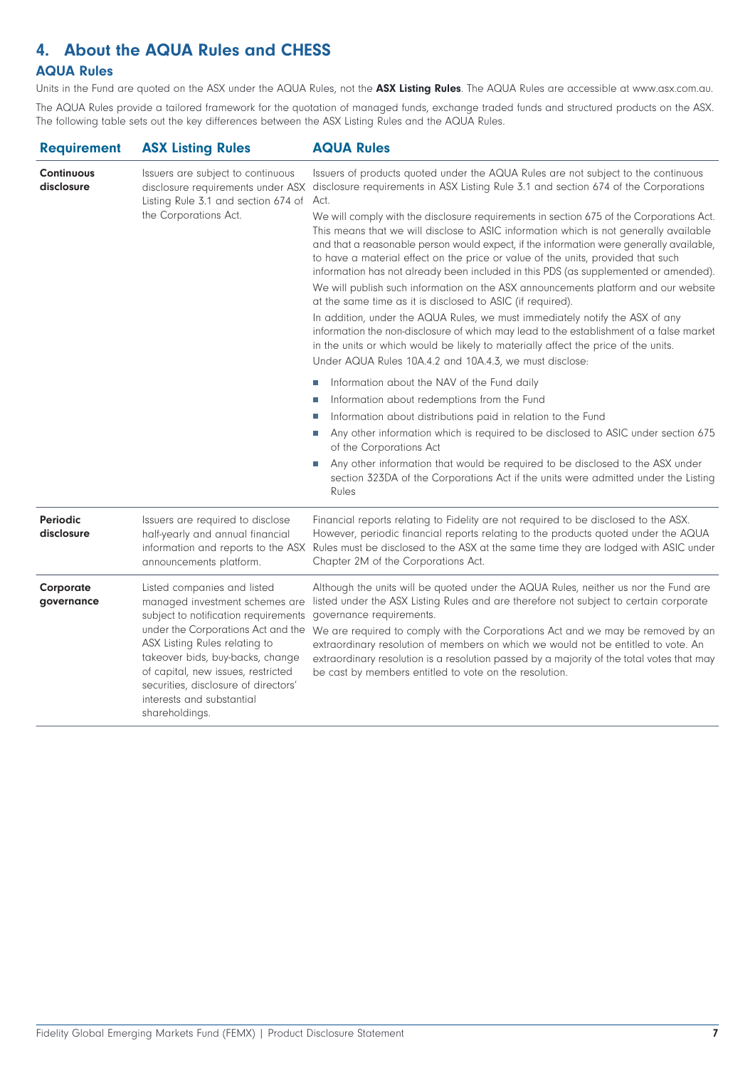## 4. About the AQUA Rules and CHESS

### AQUA Rules

Units in the Fund are quoted on the ASX under the AQUA Rules, not the **ASX Listing Rules**. The AQUA Rules are accessible at www.asx.com.au.

The AQUA Rules provide a tailored framework for the quotation of managed funds, exchange traded funds and structured products on the ASX. The following table sets out the key differences between the ASX Listing Rules and the AQUA Rules.

| Requirement | ASX Listing Rules | AQUA Rules |
|---|---|---|
| **Continuous disclosure** | Issuers are subject to continuous disclosure requirements under ASX Listing Rule 3.1 and section 674 of the Corporations Act. | Issuers of products quoted under the AQUA Rules are not subject to the continuous disclosure requirements in ASX Listing Rule 3.1 and section 674 of the Corporations Act.<br><br>We will comply with the disclosure requirements in section 675 of the Corporations Act. This means that we will disclose to ASIC information which is not generally available and that a reasonable person would expect, if the information were generally available, to have a material effect on the price or value of the units, provided that such information has not already been included in this PDS (as supplemented or amended).<br><br>We will publish such information on the ASX announcements platform and our website at the same time as it is disclosed to ASIC (if required).<br><br>In addition, under the AQUA Rules, we must immediately notify the ASX of any information the non-disclosure of which may lead to the establishment of a false market in the units or which would be likely to materially affect the price of the units.<br><br>Under AQUA Rules 10A.4.2 and 10A.4.3, we must disclose:<br>■ Information about the NAV of the Fund daily<br>■ Information about redemptions from the Fund<br>■ Information about distributions paid in relation to the Fund<br>■ Any other information which is required to be disclosed to ASIC under section 675 of the Corporations Act<br>■ Any other information that would be required to be disclosed to the ASX under section 323DA of the Corporations Act if the units were admitted under the Listing Rules |
| **Periodic disclosure** | Issuers are required to disclose half-yearly and annual financial information and reports to the ASX announcements platform. | Financial reports relating to Fidelity are not required to be disclosed to the ASX. However, periodic financial reports relating to the products quoted under the AQUA Rules must be disclosed to the ASX at the same time they are lodged with ASIC under Chapter 2M of the Corporations Act. |
| **Corporate governance** | Listed companies and listed managed investment schemes are subject to notification requirements under the Corporations Act and the ASX Listing Rules relating to takeover bids, buy-backs, change of capital, new issues, restricted securities, disclosure of directors' interests and substantial shareholdings. | Although the units will be quoted under the AQUA Rules, neither us nor the Fund are listed under the ASX Listing Rules and are therefore not subject to certain corporate governance requirements.<br><br>We are required to comply with the Corporations Act and we may be removed by an extraordinary resolution of members on which we would not be entitled to vote. An extraordinary resolution is a resolution passed by a majority of the total votes that may be cast by members entitled to vote on the resolution. |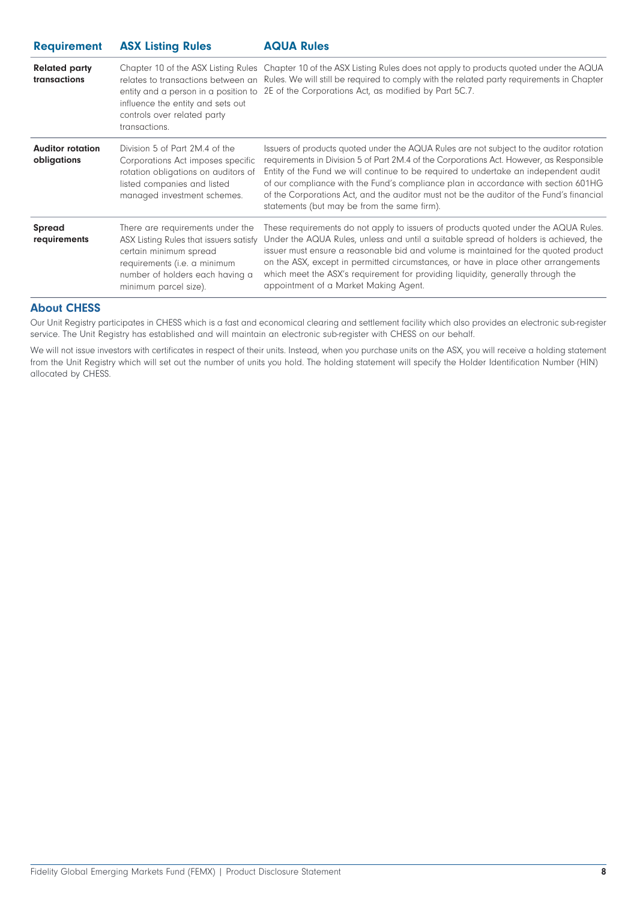| Requirement | ASX Listing Rules | AQUA Rules |
|---|---|---|
| **Related party transactions** | Chapter 10 of the ASX Listing Rules relates to transactions between an entity and a person in a position to influence the entity and sets out controls over related party transactions. | Chapter 10 of the ASX Listing Rules does not apply to products quoted under the AQUA Rules. We will still be required to comply with the related party requirements in Chapter 2E of the Corporations Act, as modified by Part 5C.7. |
| **Auditor rotation obligations** | Division 5 of Part 2M.4 of the Corporations Act imposes specific rotation obligations on auditors of listed companies and listed managed investment schemes. | Issuers of products quoted under the AQUA Rules are not subject to the auditor rotation requirements in Division 5 of Part 2M.4 of the Corporations Act. However, as Responsible Entity of the Fund we will continue to be required to undertake an independent audit of our compliance with the Fund's compliance plan in accordance with section 601HG of the Corporations Act, and the auditor must not be the auditor of the Fund's financial statements (but may be from the same firm). |
| **Spread requirements** | There are requirements under the ASX Listing Rules that issuers satisfy certain minimum spread requirements (i.e. a minimum number of holders each having a minimum parcel size). | These requirements do not apply to issuers of products quoted under the AQUA Rules. Under the AQUA Rules, unless and until a suitable spread of holders is achieved, the issuer must ensure a reasonable bid and volume is maintained for the quoted product on the ASX, except in permitted circumstances, or have in place other arrangements which meet the ASX's requirement for providing liquidity, generally through the appointment of a Market Making Agent. |

## About CHESS

Our Unit Registry participates in CHESS which is a fast and economical clearing and settlement facility which also provides an electronic sub-register service. The Unit Registry has established and will maintain an electronic sub-register with CHESS on our behalf.

We will not issue investors with certificates in respect of their units. Instead, when you purchase units on the ASX, you will receive a holding statement from the Unit Registry which will set out the number of units you hold. The holding statement will specify the Holder Identification Number (HIN) allocated by CHESS.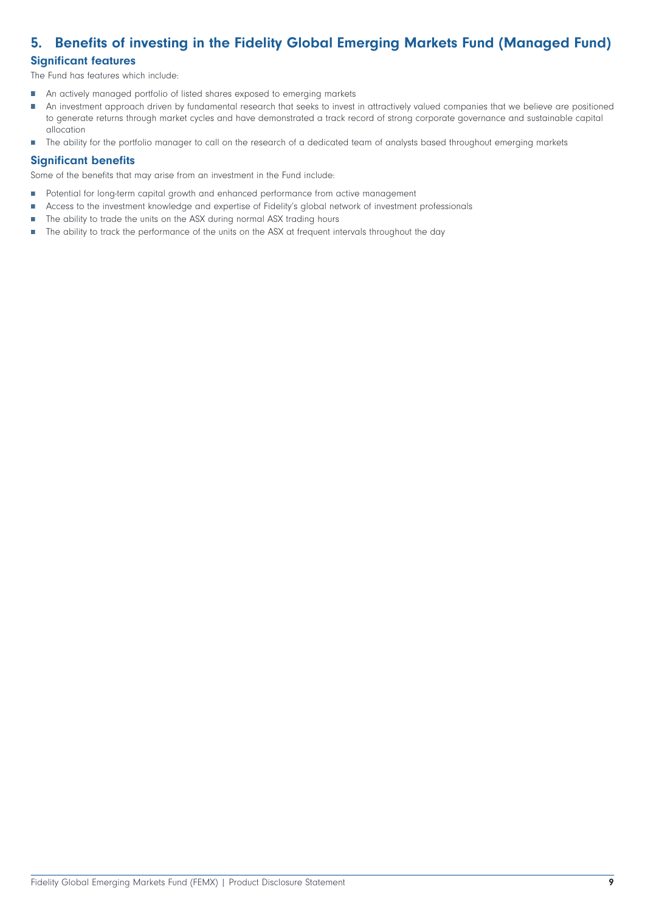## 5. Benefits of investing in the Fidelity Global Emerging Markets Fund (Managed Fund)

### Significant features

The Fund has features which include:

- An actively managed portfolio of listed shares exposed to emerging markets
- An investment approach driven by fundamental research that seeks to invest in attractively valued companies that we believe are positioned to generate returns through market cycles and have demonstrated a track record of strong corporate governance and sustainable capital allocation
- The ability for the portfolio manager to call on the research of a dedicated team of analysts based throughout emerging markets

### Significant benefits

Some of the benefits that may arise from an investment in the Fund include:

- Potential for long-term capital growth and enhanced performance from active management
- Access to the investment knowledge and expertise of Fidelity's global network of investment professionals
- The ability to trade the units on the ASX during normal ASX trading hours
- The ability to track the performance of the units on the ASX at frequent intervals throughout the day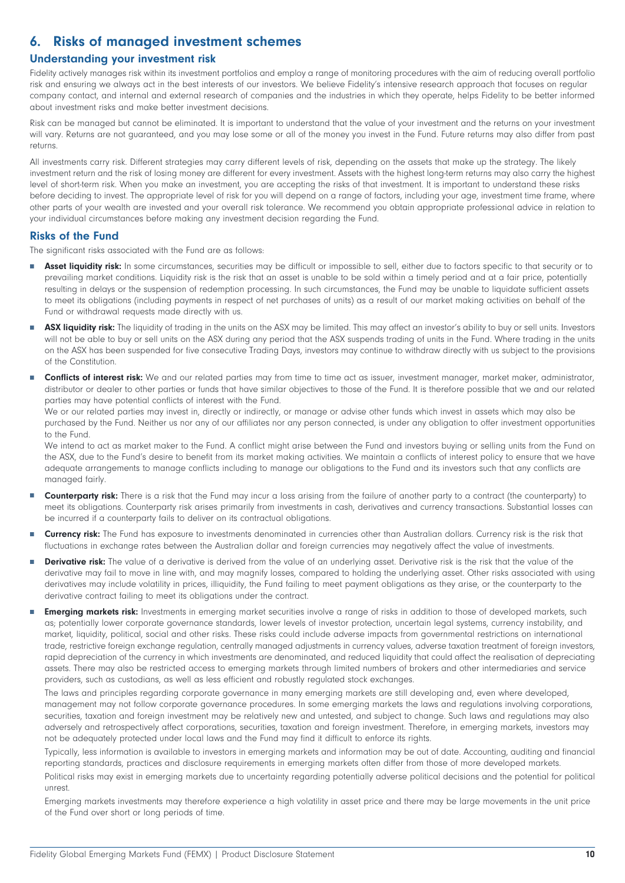## 6. Risks of managed investment schemes

### Understanding your investment risk

Fidelity actively manages risk within its investment portfolios and employ a range of monitoring procedures with the aim of reducing overall portfolio risk and ensuring we always act in the best interests of our investors. We believe Fidelity's intensive research approach that focuses on regular company contact, and internal and external research of companies and the industries in which they operate, helps Fidelity to be better informed about investment risks and make better investment decisions.

Risk can be managed but cannot be eliminated. It is important to understand that the value of your investment and the returns on your investment will vary. Returns are not guaranteed, and you may lose some or all of the money you invest in the Fund. Future returns may also differ from past returns.

All investments carry risk. Different strategies may carry different levels of risk, depending on the assets that make up the strategy. The likely investment return and the risk of losing money are different for every investment. Assets with the highest long-term returns may also carry the highest level of short-term risk. When you make an investment, you are accepting the risks of that investment. It is important to understand these risks before deciding to invest. The appropriate level of risk for you will depend on a range of factors, including your age, investment time frame, where other parts of your wealth are invested and your overall risk tolerance. We recommend you obtain appropriate professional advice in relation to your individual circumstances before making any investment decision regarding the Fund.

### Risks of the Fund

The significant risks associated with the Fund are as follows:

- **Asset liquidity risk:** In some circumstances, securities may be difficult or impossible to sell, either due to factors specific to that security or to prevailing market conditions. Liquidity risk is the risk that an asset is unable to be sold within a timely period and at a fair price, potentially resulting in delays or the suspension of redemption processing. In such circumstances, the Fund may be unable to liquidate sufficient assets to meet its obligations (including payments in respect of net purchases of units) as a result of our market making activities on behalf of the Fund or withdrawal requests made directly with us.
- **ASX liquidity risk:** The liquidity of trading in the units on the ASX may be limited. This may affect an investor's ability to buy or sell units. Investors will not be able to buy or sell units on the ASX during any period that the ASX suspends trading of units in the Fund. Where trading in the units on the ASX has been suspended for five consecutive Trading Days, investors may continue to withdraw directly with us subject to the provisions of the Constitution.
- **Conflicts of interest risk:** We and our related parties may from time to time act as issuer, investment manager, market maker, administrator, distributor or dealer to other parties or funds that have similar objectives to those of the Fund. It is therefore possible that we and our related parties may have potential conflicts of interest with the Fund.

  We or our related parties may invest in, directly or indirectly, or manage or advise other funds which invest in assets which may also be purchased by the Fund. Neither us nor any of our affiliates nor any person connected, is under any obligation to offer investment opportunities to the Fund.

  We intend to act as market maker to the Fund. A conflict might arise between the Fund and investors buying or selling units from the Fund on the ASX, due to the Fund's desire to benefit from its market making activities. We maintain a conflicts of interest policy to ensure that we have adequate arrangements to manage conflicts including to manage our obligations to the Fund and its investors such that any conflicts are managed fairly.
- **Counterparty risk:** There is a risk that the Fund may incur a loss arising from the failure of another party to a contract (the counterparty) to meet its obligations. Counterparty risk arises primarily from investments in cash, derivatives and currency transactions. Substantial losses can be incurred if a counterparty fails to deliver on its contractual obligations.
- **Currency risk:** The Fund has exposure to investments denominated in currencies other than Australian dollars. Currency risk is the risk that fluctuations in exchange rates between the Australian dollar and foreign currencies may negatively affect the value of investments.
- **Derivative risk:** The value of a derivative is derived from the value of an underlying asset. Derivative risk is the risk that the value of the derivative may fail to move in line with, and may magnify losses, compared to holding the underlying asset. Other risks associated with using derivatives may include volatility in prices, illiquidity, the Fund failing to meet payment obligations as they arise, or the counterparty to the derivative contract failing to meet its obligations under the contract.
- **Emerging markets risk:** Investments in emerging market securities involve a range of risks in addition to those of developed markets, such as; potentially lower corporate governance standards, lower levels of investor protection, uncertain legal systems, currency instability, and market, liquidity, political, social and other risks. These risks could include adverse impacts from governmental restrictions on international trade, restrictive foreign exchange regulation, centrally managed adjustments in currency values, adverse taxation treatment of foreign investors, rapid depreciation of the currency in which investments are denominated, and reduced liquidity that could affect the realisation of depreciating assets. There may also be restricted access to emerging markets through limited numbers of brokers and other intermediaries and service providers, such as custodians, as well as less efficient and robustly regulated stock exchanges.

  The laws and principles regarding corporate governance in many emerging markets are still developing and, even where developed, management may not follow corporate governance procedures. In some emerging markets the laws and regulations involving corporations, securities, taxation and foreign investment may be relatively new and untested, and subject to change. Such laws and regulations may also adversely and retrospectively affect corporations, securities, taxation and foreign investment. Therefore, in emerging markets, investors may not be adequately protected under local laws and the Fund may find it difficult to enforce its rights.

  Typically, less information is available to investors in emerging markets and information may be out of date. Accounting, auditing and financial reporting standards, practices and disclosure requirements in emerging markets often differ from those of more developed markets.

  Political risks may exist in emerging markets due to uncertainty regarding potentially adverse political decisions and the potential for political unrest.

  Emerging markets investments may therefore experience a high volatility in asset price and there may be large movements in the unit price of the Fund over short or long periods of time.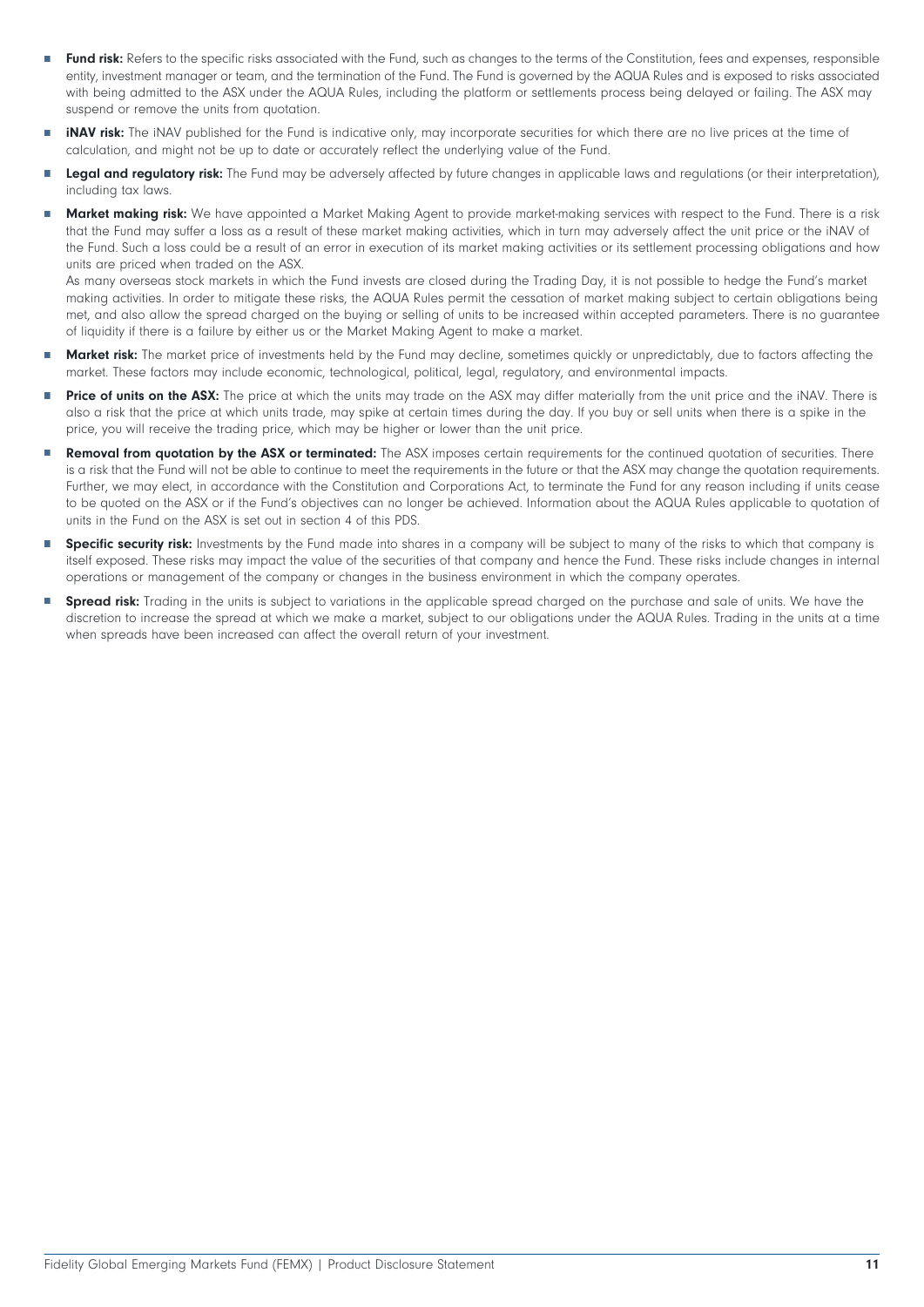- **Fund risk:** Refers to the specific risks associated with the Fund, such as changes to the terms of the Constitution, fees and expenses, responsible entity, investment manager or team, and the termination of the Fund. The Fund is governed by the AQUA Rules and is exposed to risks associated with being admitted to the ASX under the AQUA Rules, including the platform or settlements process being delayed or failing. The ASX may suspend or remove the units from quotation.
- **iNAV risk:** The iNAV published for the Fund is indicative only, may incorporate securities for which there are no live prices at the time of calculation, and might not be up to date or accurately reflect the underlying value of the Fund.
- **Legal and regulatory risk:** The Fund may be adversely affected by future changes in applicable laws and regulations (or their interpretation), including tax laws.
- **Market making risk:** We have appointed a Market Making Agent to provide market-making services with respect to the Fund. There is a risk that the Fund may suffer a loss as a result of these market making activities, which in turn may adversely affect the unit price or the iNAV of the Fund. Such a loss could be a result of an error in execution of its market making activities or its settlement processing obligations and how units are priced when traded on the ASX.

  As many overseas stock markets in which the Fund invests are closed during the Trading Day, it is not possible to hedge the Fund's market making activities. In order to mitigate these risks, the AQUA Rules permit the cessation of market making subject to certain obligations being met, and also allow the spread charged on the buying or selling of units to be increased within accepted parameters. There is no guarantee of liquidity if there is a failure by either us or the Market Making Agent to make a market.
- **Market risk:** The market price of investments held by the Fund may decline, sometimes quickly or unpredictably, due to factors affecting the market. These factors may include economic, technological, political, legal, regulatory, and environmental impacts.
- **Price of units on the ASX:** The price at which the units may trade on the ASX may differ materially from the unit price and the iNAV. There is also a risk that the price at which units trade, may spike at certain times during the day. If you buy or sell units when there is a spike in the price, you will receive the trading price, which may be higher or lower than the unit price.
- **Removal from quotation by the ASX or terminated:** The ASX imposes certain requirements for the continued quotation of securities. There is a risk that the Fund will not be able to continue to meet the requirements in the future or that the ASX may change the quotation requirements. Further, we may elect, in accordance with the Constitution and Corporations Act, to terminate the Fund for any reason including if units cease to be quoted on the ASX or if the Fund's objectives can no longer be achieved. Information about the AQUA Rules applicable to quotation of units in the Fund on the ASX is set out in section 4 of this PDS.
- **Specific security risk:** Investments by the Fund made into shares in a company will be subject to many of the risks to which that company is itself exposed. These risks may impact the value of the securities of that company and hence the Fund. These risks include changes in internal operations or management of the company or changes in the business environment in which the company operates.
- **Spread risk:** Trading in the units is subject to variations in the applicable spread charged on the purchase and sale of units. We have the discretion to increase the spread at which we make a market, subject to our obligations under the AQUA Rules. Trading in the units at a time when spreads have been increased can affect the overall return of your investment.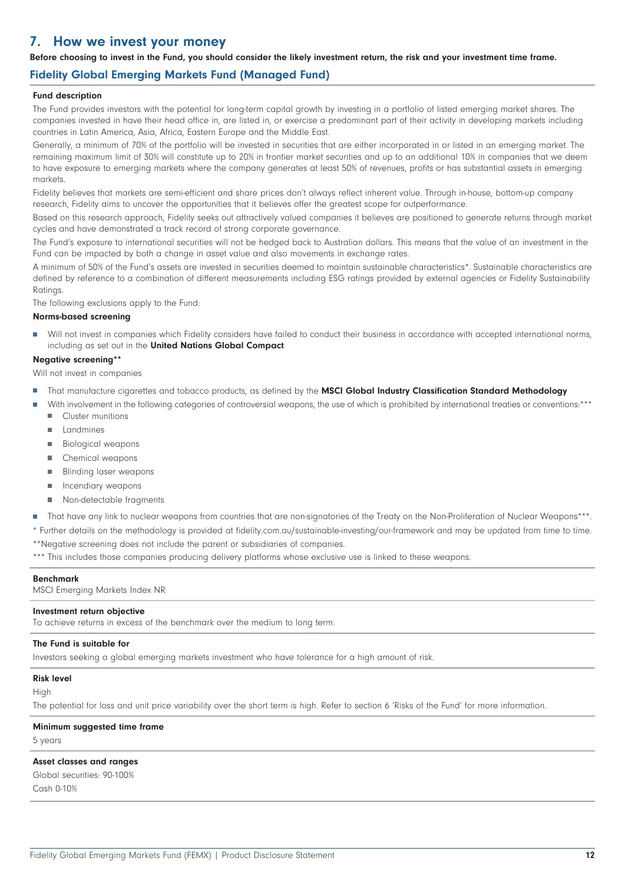## 7. How we invest your money

**Before choosing to invest in the Fund, you should consider the likely investment return, the risk and your investment time frame.**

### Fidelity Global Emerging Markets Fund (Managed Fund)

**Fund description**

The Fund provides investors with the potential for long-term capital growth by investing in a portfolio of listed emerging market shares. The companies invested in have their head office in, are listed in, or exercise a predominant part of their activity in developing markets including countries in Latin America, Asia, Africa, Eastern Europe and the Middle East.

Generally, a minimum of 70% of the portfolio will be invested in securities that are either incorporated in or listed in an emerging market. The remaining maximum limit of 30% will constitute up to 20% in frontier market securities and up to an additional 10% in companies that we deem to have exposure to emerging markets where the company generates at least 50% of revenues, profits or has substantial assets in emerging markets.

Fidelity believes that markets are semi-efficient and share prices don't always reflect inherent value. Through in-house, bottom-up company research, Fidelity aims to uncover the opportunities that it believes offer the greatest scope for outperformance.

Based on this research approach, Fidelity seeks out attractively valued companies it believes are positioned to generate returns through market cycles and have demonstrated a track record of strong corporate governance.

The Fund's exposure to international securities will not be hedged back to Australian dollars. This means that the value of an investment in the Fund can be impacted by both a change in asset value and also movements in exchange rates.

A minimum of 50% of the Fund's assets are invested in securities deemed to maintain sustainable characteristics*. Sustainable characteristics are defined by reference to a combination of different measurements including ESG ratings provided by external agencies or Fidelity Sustainability Ratings.

The following exclusions apply to the Fund:

**Norms-based screening**

- Will not invest in companies which Fidelity considers have failed to conduct their business in accordance with accepted international norms, including as set out in the **United Nations Global Compact**

**Negative screening****

Will not invest in companies

- That manufacture cigarettes and tobacco products, as defined by the **MSCI Global Industry Classification Standard Methodology**
- With involvement in the following categories of controversial weapons, the use of which is prohibited by international treaties or conventions:***
  - Cluster munitions
  - Landmines
  - Biological weapons
  - Chemical weapons
  - Blinding laser weapons
  - Incendiary weapons
  - Non-detectable fragments
- That have any link to nuclear weapons from countries that are non-signatories of the Treaty on the Non-Proliferation of Nuclear Weapons***.

* Further details on the methodology is provided at fidelity.com.au/sustainable-investing/our-framework and may be updated from time to time.

**Negative screening does not include the parent or subsidiaries of companies.

*** This includes those companies producing delivery platforms whose exclusive use is linked to these weapons.

**Benchmark**

MSCI Emerging Markets Index NR

**Investment return objective**

To achieve returns in excess of the benchmark over the medium to long term.

**The Fund is suitable for**

Investors seeking a global emerging markets investment who have tolerance for a high amount of risk.

**Risk level**

High

The potential for loss and unit price variability over the short term is high. Refer to section 6 'Risks of the Fund' for more information.

**Minimum suggested time frame**

5 years

**Asset classes and ranges**

Global securities: 90-100%

Cash 0-10%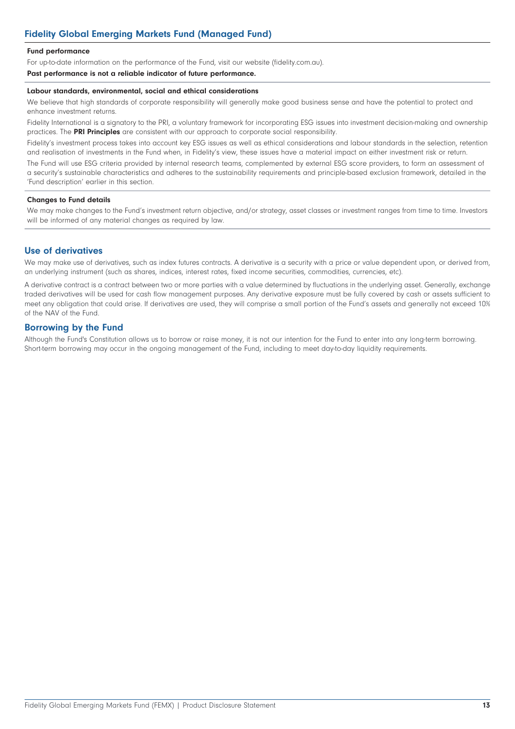## Fidelity Global Emerging Markets Fund (Managed Fund)

**Fund performance**

For up-to-date information on the performance of the Fund, visit our website (fidelity.com.au).

**Past performance is not a reliable indicator of future performance.**

**Labour standards, environmental, social and ethical considerations**

We believe that high standards of corporate responsibility will generally make good business sense and have the potential to protect and enhance investment returns.

Fidelity International is a signatory to the PRI, a voluntary framework for incorporating ESG issues into investment decision-making and ownership practices. The **PRI Principles** are consistent with our approach to corporate social responsibility.

Fidelity's investment process takes into account key ESG issues as well as ethical considerations and labour standards in the selection, retention and realisation of investments in the Fund when, in Fidelity's view, these issues have a material impact on either investment risk or return.

The Fund will use ESG criteria provided by internal research teams, complemented by external ESG score providers, to form an assessment of a security's sustainable characteristics and adheres to the sustainability requirements and principle-based exclusion framework, detailed in the 'Fund description' earlier in this section.

**Changes to Fund details**

We may make changes to the Fund's investment return objective, and/or strategy, asset classes or investment ranges from time to time. Investors will be informed of any material changes as required by law.

## Use of derivatives

We may make use of derivatives, such as index futures contracts. A derivative is a security with a price or value dependent upon, or derived from, an underlying instrument (such as shares, indices, interest rates, fixed income securities, commodities, currencies, etc).

A derivative contract is a contract between two or more parties with a value determined by fluctuations in the underlying asset. Generally, exchange traded derivatives will be used for cash flow management purposes. Any derivative exposure must be fully covered by cash or assets sufficient to meet any obligation that could arise. If derivatives are used, they will comprise a small portion of the Fund's assets and generally not exceed 10% of the NAV of the Fund.

## Borrowing by the Fund

Although the Fund's Constitution allows us to borrow or raise money, it is not our intention for the Fund to enter into any long-term borrowing. Short-term borrowing may occur in the ongoing management of the Fund, including to meet day-to-day liquidity requirements.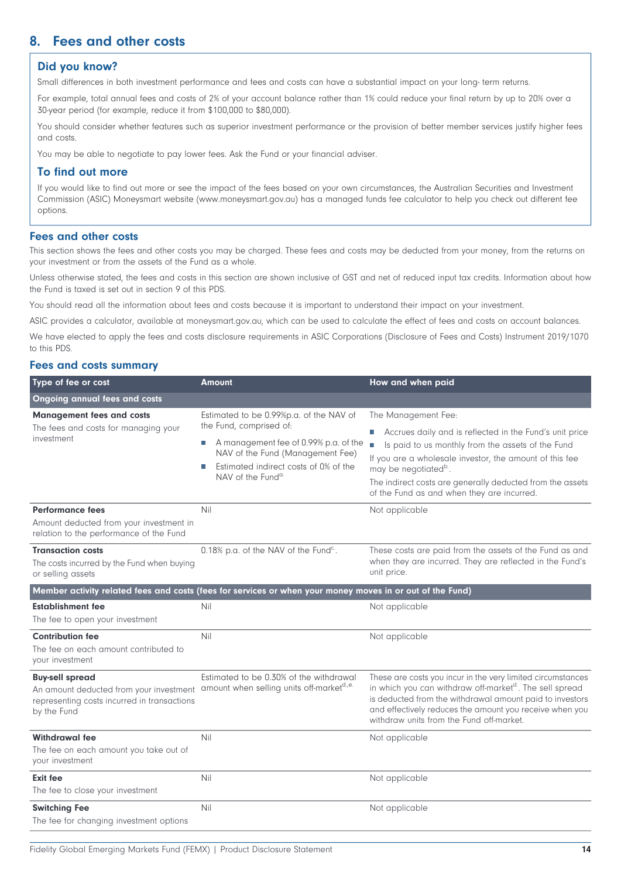## 8. Fees and other costs

### Did you know?

Small differences in both investment performance and fees and costs can have a substantial impact on your long- term returns.

For example, total annual fees and costs of 2% of your account balance rather than 1% could reduce your final return by up to 20% over a 30-year period (for example, reduce it from $100,000 to $80,000).

You should consider whether features such as superior investment performance or the provision of better member services justify higher fees and costs.

You may be able to negotiate to pay lower fees. Ask the Fund or your financial adviser.

### To find out more

If you would like to find out more or see the impact of the fees based on your own circumstances, the Australian Securities and Investment Commission (ASIC) Moneysmart website (www.moneysmart.gov.au) has a managed funds fee calculator to help you check out different fee options.

### Fees and other costs

This section shows the fees and other costs you may be charged. These fees and costs may be deducted from your money, from the returns on your investment or from the assets of the Fund as a whole.

Unless otherwise stated, the fees and costs in this section are shown inclusive of GST and net of reduced input tax credits. Information about how the Fund is taxed is set out in section 9 of this PDS.

You should read all the information about fees and costs because it is important to understand their impact on your investment.

ASIC provides a calculator, available at moneysmart.gov.au, which can be used to calculate the effect of fees and costs on account balances.

We have elected to apply the fees and costs disclosure requirements in ASIC Corporations (Disclosure of Fees and Costs) Instrument 2019/1070 to this PDS.

### Fees and costs summary

| Type of fee or cost | Amount | How and when paid |
|---|---|---|
| **Ongoing annual fees and costs** | | |
| **Management fees and costs**<br>The fees and costs for managing your investment | Estimated to be 0.99%p.a. of the NAV of the Fund, comprised of:<br>■ A management fee of 0.99% p.a. of the NAV of the Fund (Management Fee)<br>■ Estimated indirect costs of 0% of the NAV of the Fund[a] | The Management Fee:<br>■ Accrues daily and is reflected in the Fund's unit price<br>■ Is paid to us monthly from the assets of the Fund<br>If you are a wholesale investor, the amount of this fee may be negotiated[b].<br>The indirect costs are generally deducted from the assets of the Fund as and when they are incurred. |
| **Performance fees**<br>Amount deducted from your investment in relation to the performance of the Fund | Nil | Not applicable |
| **Transaction costs**<br>The costs incurred by the Fund when buying or selling assets | 0.18% p.a. of the NAV of the Fund[c]. | These costs are paid from the assets of the Fund as and when they are incurred. They are reflected in the Fund's unit price. |
| **Member activity related fees and costs (fees for services or when your money moves in or out of the Fund)** | | |
| **Establishment fee**<br>The fee to open your investment | Nil | Not applicable |
| **Contribution fee**<br>The fee on each amount contributed to your investment | Nil | Not applicable |
| **Buy-sell spread**<br>An amount deducted from your investment representing costs incurred in transactions by the Fund | Estimated to be 0.30% of the withdrawal amount when selling units off-market[d,e]. | These are costs you incur in the very limited circumstances in which you can withdraw off-market[d]. The sell spread is deducted from the withdrawal amount paid to investors and effectively reduces the amount you receive when you withdraw units from the Fund off-market. |
| **Withdrawal fee**<br>The fee on each amount you take out of your investment | Nil | Not applicable |
| **Exit fee**<br>The fee to close your investment | Nil | Not applicable |
| **Switching Fee**<br>The fee for changing investment options | Nil | Not applicable |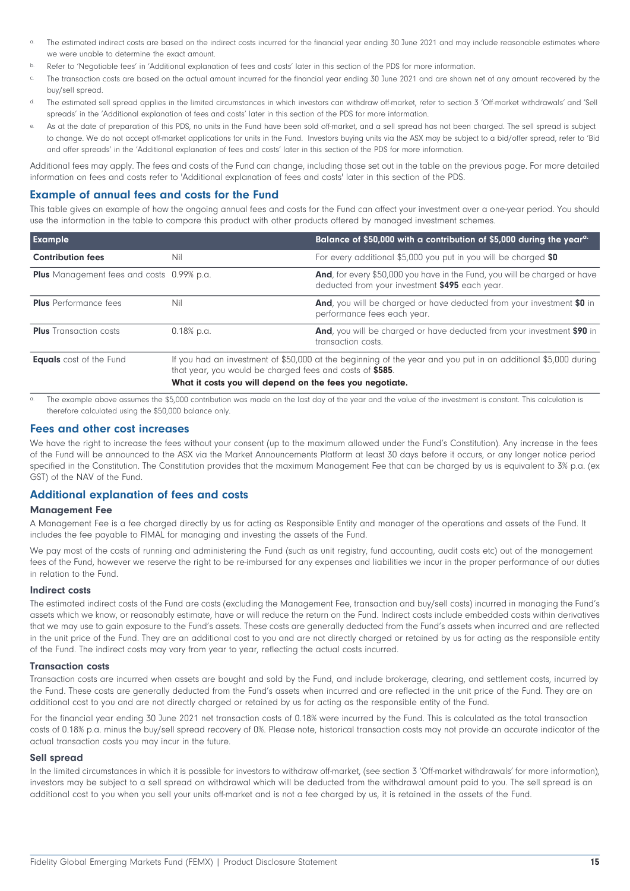a. The estimated indirect costs are based on the indirect costs incurred for the financial year ending 30 June 2021 and may include reasonable estimates where we were unable to determine the exact amount.

b. Refer to 'Negotiable fees' in 'Additional explanation of fees and costs' later in this section of the PDS for more information.

c. The transaction costs are based on the actual amount incurred for the financial year ending 30 June 2021 and are shown net of any amount recovered by the buy/sell spread.

d. The estimated sell spread applies in the limited circumstances in which investors can withdraw off-market, refer to section 3 'Off-market withdrawals' and 'Sell spreads' in the 'Additional explanation of fees and costs' later in this section of the PDS for more information.

e. As at the date of preparation of this PDS, no units in the Fund have been sold off-market, and a sell spread has not been charged. The sell spread is subject to change. We do not accept off-market applications for units in the Fund. Investors buying units via the ASX may be subject to a bid/offer spread, refer to 'Bid and offer spreads' in the 'Additional explanation of fees and costs' later in this section of the PDS for more information.

Additional fees may apply. The fees and costs of the Fund can change, including those set out in the table on the previous page. For more detailed information on fees and costs refer to 'Additional explanation of fees and costs' later in this section of the PDS.

## Example of annual fees and costs for the Fund

This table gives an example of how the ongoing annual fees and costs for the Fund can affect your investment over a one-year period. You should use the information in the table to compare this product with other products offered by managed investment schemes.

| Example | | Balance of $50,000 with a contribution of $5,000 during the year[a] |
|---|---|---|
| **Contribution fees** | Nil | For every additional $5,000 you put in you will be charged **$0** |
| **Plus** Management fees and costs | 0.99% p.a. | **And**, for every $50,000 you have in the Fund, you will be charged or have deducted from your investment **$495** each year. |
| **Plus** Performance fees | Nil | **And**, you will be charged or have deducted from your investment **$0** in performance fees each year. |
| **Plus** Transaction costs | 0.18% p.a. | **And**, you will be charged or have deducted from your investment **$90** in transaction costs. |
| **Equals** cost of the Fund | If you had an investment of $50,000 at the beginning of the year and you put in an additional $5,000 during that year, you would be charged fees and costs of **$585**. **What it costs you will depend on the fees you negotiate.** | |

a. The example above assumes the $5,000 contribution was made on the last day of the year and the value of the investment is constant. This calculation is therefore calculated using the $50,000 balance only.

## Fees and other cost increases

We have the right to increase the fees without your consent (up to the maximum allowed under the Fund's Constitution). Any increase in the fees of the Fund will be announced to the ASX via the Market Announcements Platform at least 30 days before it occurs, or any longer notice period specified in the Constitution. The Constitution provides that the maximum Management Fee that can be charged by us is equivalent to 3% p.a. (ex GST) of the NAV of the Fund.

## Additional explanation of fees and costs

### Management Fee

A Management Fee is a fee charged directly by us for acting as Responsible Entity and manager of the operations and assets of the Fund. It includes the fee payable to FIMAL for managing and investing the assets of the Fund.

We pay most of the costs of running and administering the Fund (such as unit registry, fund accounting, audit costs etc) out of the management fees of the Fund, however we reserve the right to be re-imbursed for any expenses and liabilities we incur in the proper performance of our duties in relation to the Fund.

### Indirect costs

The estimated indirect costs of the Fund are costs (excluding the Management Fee, transaction and buy/sell costs) incurred in managing the Fund's assets which we know, or reasonably estimate, have or will reduce the return on the Fund. Indirect costs include embedded costs within derivatives that we may use to gain exposure to the Fund's assets. These costs are generally deducted from the Fund's assets when incurred and are reflected in the unit price of the Fund. They are an additional cost to you and are not directly charged or retained by us for acting as the responsible entity of the Fund. The indirect costs may vary from year to year, reflecting the actual costs incurred.

### Transaction costs

Transaction costs are incurred when assets are bought and sold by the Fund, and include brokerage, clearing, and settlement costs, incurred by the Fund. These costs are generally deducted from the Fund's assets when incurred and are reflected in the unit price of the Fund. They are an additional cost to you and are not directly charged or retained by us for acting as the responsible entity of the Fund.

For the financial year ending 30 June 2021 net transaction costs of 0.18% were incurred by the Fund. This is calculated as the total transaction costs of 0.18% p.a. minus the buy/sell spread recovery of 0%. Please note, historical transaction costs may not provide an accurate indicator of the actual transaction costs you may incur in the future.

### Sell spread

In the limited circumstances in which it is possible for investors to withdraw off-market, (see section 3 'Off-market withdrawals' for more information), investors may be subject to a sell spread on withdrawal which will be deducted from the withdrawal amount paid to you. The sell spread is an additional cost to you when you sell your units off-market and is not a fee charged by us, it is retained in the assets of the Fund.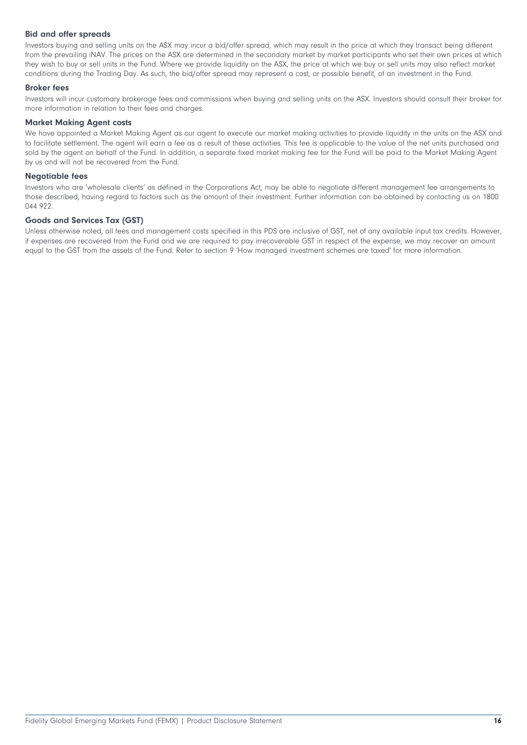### Bid and offer spreads

Investors buying and selling units on the ASX may incur a bid/offer spread, which may result in the price at which they transact being different from the prevailing iNAV. The prices on the ASX are determined in the secondary market by market participants who set their own prices at which they wish to buy or sell units in the Fund. Where we provide liquidity on the ASX, the price at which we buy or sell units may also reflect market conditions during the Trading Day. As such, the bid/offer spread may represent a cost, or possible benefit, of an investment in the Fund.

### Broker fees

Investors will incur customary brokerage fees and commissions when buying and selling units on the ASX. Investors should consult their broker for more information in relation to their fees and charges.

### Market Making Agent costs

We have appointed a Market Making Agent as our agent to execute our market making activities to provide liquidity in the units on the ASX and to facilitate settlement. The agent will earn a fee as a result of these activities. This fee is applicable to the value of the net units purchased and sold by the agent on behalf of the Fund. In addition, a separate fixed market making fee for the Fund will be paid to the Market Making Agent by us and will not be recovered from the Fund.

### Negotiable fees

Investors who are 'wholesale clients' as defined in the Corporations Act, may be able to negotiate different management fee arrangements to those described, having regard to factors such as the amount of their investment. Further information can be obtained by contacting us on 1800 044 922.

### Goods and Services Tax (GST)

Unless otherwise noted, all fees and management costs specified in this PDS are inclusive of GST, net of any available input tax credits. However, if expenses are recovered from the Fund and we are required to pay irrecoverable GST in respect of the expense, we may recover an amount equal to the GST from the assets of the Fund. Refer to section 9 'How managed investment schemes are taxed' for more information.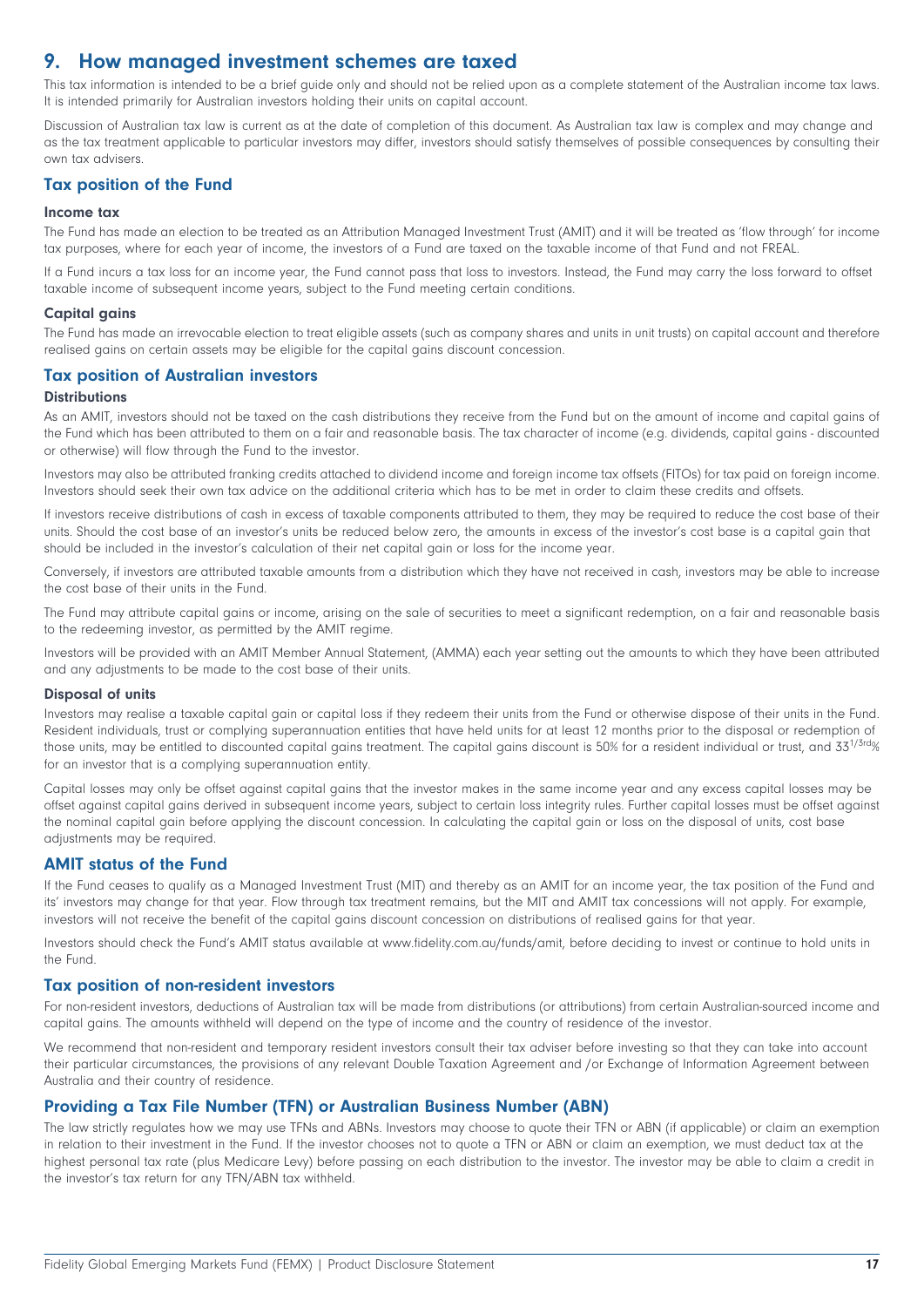## 9. How managed investment schemes are taxed

This tax information is intended to be a brief guide only and should not be relied upon as a complete statement of the Australian income tax laws. It is intended primarily for Australian investors holding their units on capital account.

Discussion of Australian tax law is current as at the date of completion of this document. As Australian tax law is complex and may change and as the tax treatment applicable to particular investors may differ, investors should satisfy themselves of possible consequences by consulting their own tax advisers.

### Tax position of the Fund

#### Income tax

The Fund has made an election to be treated as an Attribution Managed Investment Trust (AMIT) and it will be treated as 'flow through' for income tax purposes, where for each year of income, the investors of a Fund are taxed on the taxable income of that Fund and not FREAL.

If a Fund incurs a tax loss for an income year, the Fund cannot pass that loss to investors. Instead, the Fund may carry the loss forward to offset taxable income of subsequent income years, subject to the Fund meeting certain conditions.

#### Capital gains

The Fund has made an irrevocable election to treat eligible assets (such as company shares and units in unit trusts) on capital account and therefore realised gains on certain assets may be eligible for the capital gains discount concession.

### Tax position of Australian investors

#### Distributions

As an AMIT, investors should not be taxed on the cash distributions they receive from the Fund but on the amount of income and capital gains of the Fund which has been attributed to them on a fair and reasonable basis. The tax character of income (e.g. dividends, capital gains - discounted or otherwise) will flow through the Fund to the investor.

Investors may also be attributed franking credits attached to dividend income and foreign income tax offsets (FITOs) for tax paid on foreign income. Investors should seek their own tax advice on the additional criteria which has to be met in order to claim these credits and offsets.

If investors receive distributions of cash in excess of taxable components attributed to them, they may be required to reduce the cost base of their units. Should the cost base of an investor's units be reduced below zero, the amounts in excess of the investor's cost base is a capital gain that should be included in the investor's calculation of their net capital gain or loss for the income year.

Conversely, if investors are attributed taxable amounts from a distribution which they have not received in cash, investors may be able to increase the cost base of their units in the Fund.

The Fund may attribute capital gains or income, arising on the sale of securities to meet a significant redemption, on a fair and reasonable basis to the redeeming investor, as permitted by the AMIT regime.

Investors will be provided with an AMIT Member Annual Statement, (AMMA) each year setting out the amounts to which they have been attributed and any adjustments to be made to the cost base of their units.

#### Disposal of units

Investors may realise a taxable capital gain or capital loss if they redeem their units from the Fund or otherwise dispose of their units in the Fund. Resident individuals, trust or complying superannuation entities that have held units for at least 12 months prior to the disposal or redemption of those units, may be entitled to discounted capital gains treatment. The capital gains discount is 50% for a resident individual or trust, and $33^{1/3rd}$% for an investor that is a complying superannuation entity.

Capital losses may only be offset against capital gains that the investor makes in the same income year and any excess capital losses may be offset against capital gains derived in subsequent income years, subject to certain loss integrity rules. Further capital losses must be offset against the nominal capital gain before applying the discount concession. In calculating the capital gain or loss on the disposal of units, cost base adjustments may be required.

### AMIT status of the Fund

If the Fund ceases to qualify as a Managed Investment Trust (MIT) and thereby as an AMIT for an income year, the tax position of the Fund and its' investors may change for that year. Flow through tax treatment remains, but the MIT and AMIT tax concessions will not apply. For example, investors will not receive the benefit of the capital gains discount concession on distributions of realised gains for that year.

Investors should check the Fund's AMIT status available at www.fidelity.com.au/funds/amit, before deciding to invest or continue to hold units in the Fund.

### Tax position of non-resident investors

For non-resident investors, deductions of Australian tax will be made from distributions (or attributions) from certain Australian-sourced income and capital gains. The amounts withheld will depend on the type of income and the country of residence of the investor.

We recommend that non-resident and temporary resident investors consult their tax adviser before investing so that they can take into account their particular circumstances, the provisions of any relevant Double Taxation Agreement and /or Exchange of Information Agreement between Australia and their country of residence.

### Providing a Tax File Number (TFN) or Australian Business Number (ABN)

The law strictly regulates how we may use TFNs and ABNs. Investors may choose to quote their TFN or ABN (if applicable) or claim an exemption in relation to their investment in the Fund. If the investor chooses not to quote a TFN or ABN or claim an exemption, we must deduct tax at the highest personal tax rate (plus Medicare Levy) before passing on each distribution to the investor. The investor may be able to claim a credit in the investor's tax return for any TFN/ABN tax withheld.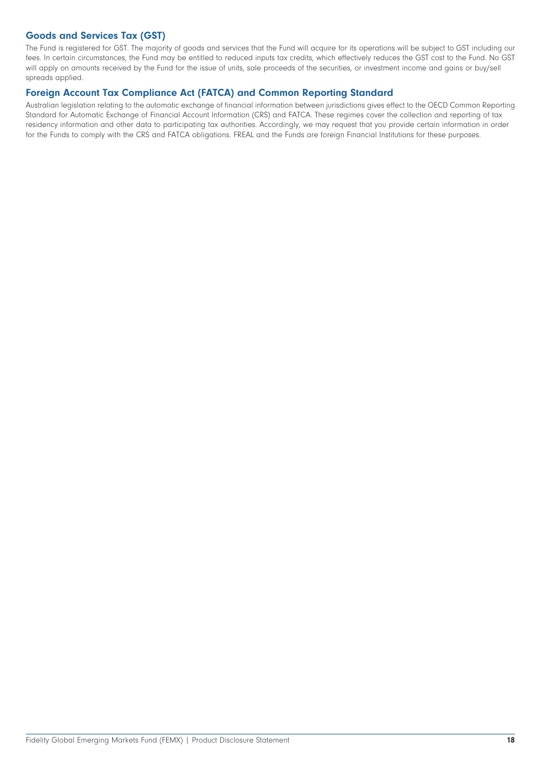## Goods and Services Tax (GST)

The Fund is registered for GST. The majority of goods and services that the Fund will acquire for its operations will be subject to GST including our fees. In certain circumstances, the Fund may be entitled to reduced inputs tax credits, which effectively reduces the GST cost to the Fund. No GST will apply on amounts received by the Fund for the issue of units, sale proceeds of the securities, or investment income and gains or buy/sell spreads applied.

## Foreign Account Tax Compliance Act (FATCA) and Common Reporting Standard

Australian legislation relating to the automatic exchange of financial information between jurisdictions gives effect to the OECD Common Reporting Standard for Automatic Exchange of Financial Account Information (CRS) and FATCA. These regimes cover the collection and reporting of tax residency information and other data to participating tax authorities. Accordingly, we may request that you provide certain information in order for the Funds to comply with the CRS and FATCA obligations. FREAL and the Funds are foreign Financial Institutions for these purposes.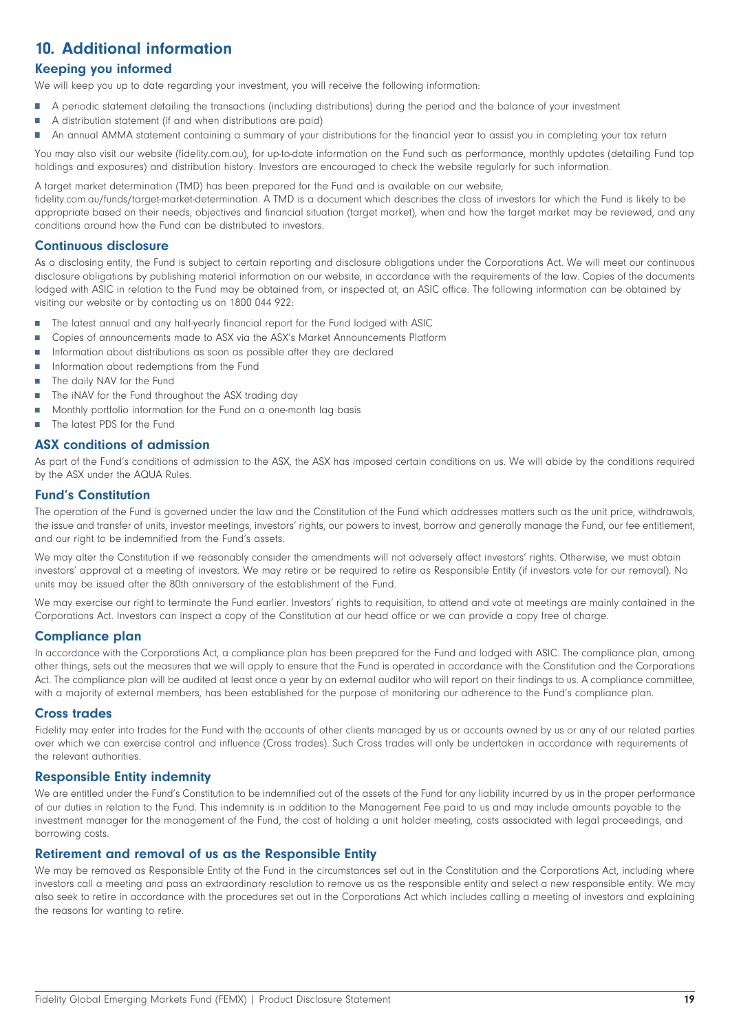## 10. Additional information

### Keeping you informed

We will keep you up to date regarding your investment, you will receive the following information:

- A periodic statement detailing the transactions (including distributions) during the period and the balance of your investment
- A distribution statement (if and when distributions are paid)
- An annual AMMA statement containing a summary of your distributions for the financial year to assist you in completing your tax return

You may also visit our website (fidelity.com.au), for up-to-date information on the Fund such as performance, monthly updates (detailing Fund top holdings and exposures) and distribution history. Investors are encouraged to check the website regularly for such information.

A target market determination (TMD) has been prepared for the Fund and is available on our website, fidelity.com.au/funds/target-market-determination. A TMD is a document which describes the class of investors for which the Fund is likely to be appropriate based on their needs, objectives and financial situation (target market), when and how the target market may be reviewed, and any conditions around how the Fund can be distributed to investors.

### Continuous disclosure

As a disclosing entity, the Fund is subject to certain reporting and disclosure obligations under the Corporations Act. We will meet our continuous disclosure obligations by publishing material information on our website, in accordance with the requirements of the law. Copies of the documents lodged with ASIC in relation to the Fund may be obtained from, or inspected at, an ASIC office. The following information can be obtained by visiting our website or by contacting us on 1800 044 922:

- The latest annual and any half-yearly financial report for the Fund lodged with ASIC
- Copies of announcements made to ASX via the ASX's Market Announcements Platform
- Information about distributions as soon as possible after they are declared
- Information about redemptions from the Fund
- The daily NAV for the Fund
- The iNAV for the Fund throughout the ASX trading day
- Monthly portfolio information for the Fund on a one-month lag basis
- The latest PDS for the Fund

### ASX conditions of admission

As part of the Fund's conditions of admission to the ASX, the ASX has imposed certain conditions on us. We will abide by the conditions required by the ASX under the AQUA Rules.

### Fund's Constitution

The operation of the Fund is governed under the law and the Constitution of the Fund which addresses matters such as the unit price, withdrawals, the issue and transfer of units, investor meetings, investors' rights, our powers to invest, borrow and generally manage the Fund, our fee entitlement, and our right to be indemnified from the Fund's assets.

We may alter the Constitution if we reasonably consider the amendments will not adversely affect investors' rights. Otherwise, we must obtain investors' approval at a meeting of investors. We may retire or be required to retire as Responsible Entity (if investors vote for our removal). No units may be issued after the 80th anniversary of the establishment of the Fund.

We may exercise our right to terminate the Fund earlier. Investors' rights to requisition, to attend and vote at meetings are mainly contained in the Corporations Act. Investors can inspect a copy of the Constitution at our head office or we can provide a copy free of charge.

### Compliance plan

In accordance with the Corporations Act, a compliance plan has been prepared for the Fund and lodged with ASIC. The compliance plan, among other things, sets out the measures that we will apply to ensure that the Fund is operated in accordance with the Constitution and the Corporations Act. The compliance plan will be audited at least once a year by an external auditor who will report on their findings to us. A compliance committee, with a majority of external members, has been established for the purpose of monitoring our adherence to the Fund's compliance plan.

### Cross trades

Fidelity may enter into trades for the Fund with the accounts of other clients managed by us or accounts owned by us or any of our related parties over which we can exercise control and influence (Cross trades). Such Cross trades will only be undertaken in accordance with requirements of the relevant authorities.

### Responsible Entity indemnity

We are entitled under the Fund's Constitution to be indemnified out of the assets of the Fund for any liability incurred by us in the proper performance of our duties in relation to the Fund. This indemnity is in addition to the Management Fee paid to us and may include amounts payable to the investment manager for the management of the Fund, the cost of holding a unit holder meeting, costs associated with legal proceedings, and borrowing costs.

### Retirement and removal of us as the Responsible Entity

We may be removed as Responsible Entity of the Fund in the circumstances set out in the Constitution and the Corporations Act, including where investors call a meeting and pass an extraordinary resolution to remove us as the responsible entity and select a new responsible entity. We may also seek to retire in accordance with the procedures set out in the Corporations Act which includes calling a meeting of investors and explaining the reasons for wanting to retire.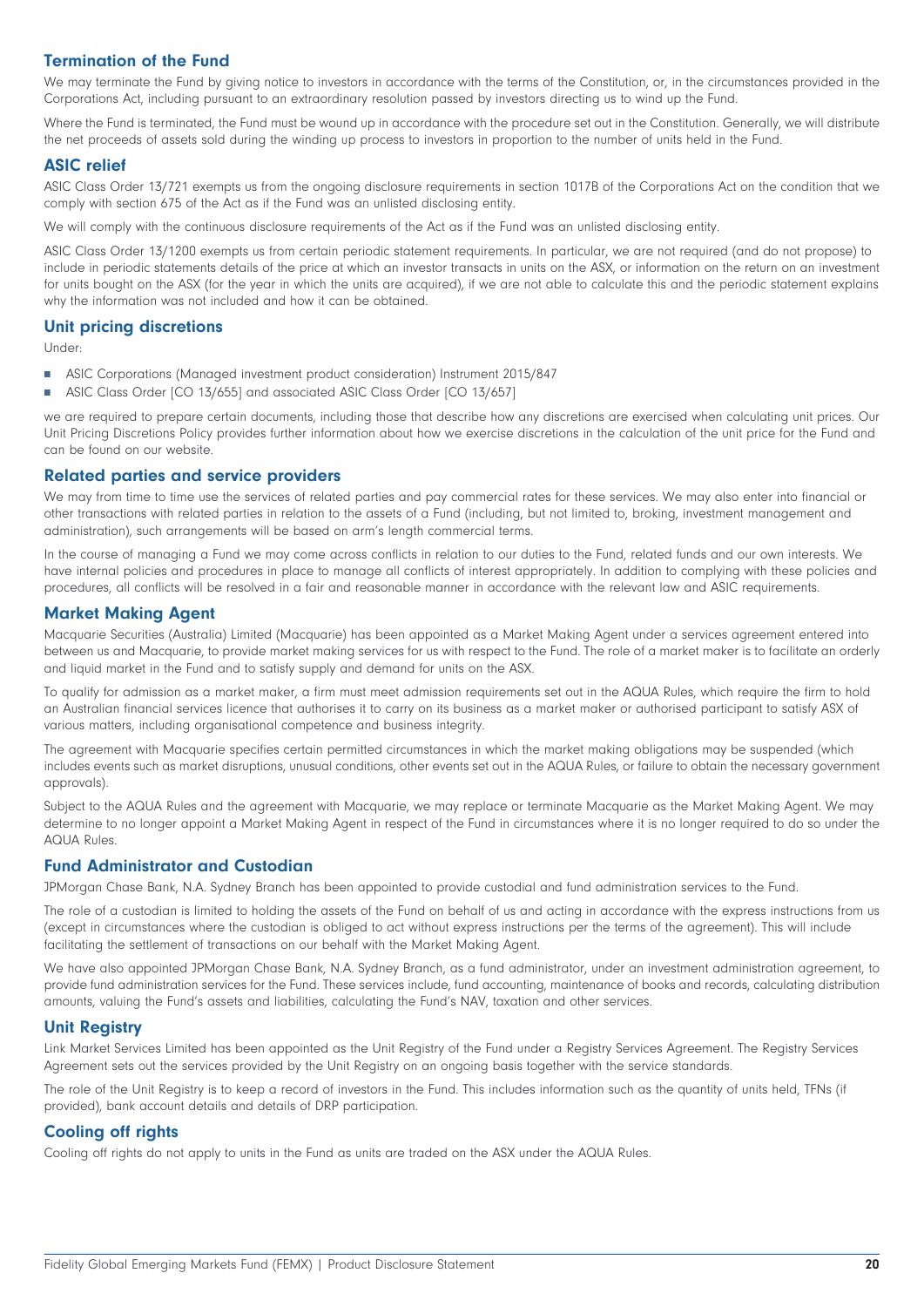## Termination of the Fund

We may terminate the Fund by giving notice to investors in accordance with the terms of the Constitution, or, in the circumstances provided in the Corporations Act, including pursuant to an extraordinary resolution passed by investors directing us to wind up the Fund.

Where the Fund is terminated, the Fund must be wound up in accordance with the procedure set out in the Constitution. Generally, we will distribute the net proceeds of assets sold during the winding up process to investors in proportion to the number of units held in the Fund.

## ASIC relief

ASIC Class Order 13/721 exempts us from the ongoing disclosure requirements in section 1017B of the Corporations Act on the condition that we comply with section 675 of the Act as if the Fund was an unlisted disclosing entity.

We will comply with the continuous disclosure requirements of the Act as if the Fund was an unlisted disclosing entity.

ASIC Class Order 13/1200 exempts us from certain periodic statement requirements. In particular, we are not required (and do not propose) to include in periodic statements details of the price at which an investor transacts in units on the ASX, or information on the return on an investment for units bought on the ASX (for the year in which the units are acquired), if we are not able to calculate this and the periodic statement explains why the information was not included and how it can be obtained.

## Unit pricing discretions

Under:

- ASIC Corporations (Managed investment product consideration) Instrument 2015/847
- ASIC Class Order [CO 13/655] and associated ASIC Class Order [CO 13/657]

we are required to prepare certain documents, including those that describe how any discretions are exercised when calculating unit prices. Our Unit Pricing Discretions Policy provides further information about how we exercise discretions in the calculation of the unit price for the Fund and can be found on our website.

## Related parties and service providers

We may from time to time use the services of related parties and pay commercial rates for these services. We may also enter into financial or other transactions with related parties in relation to the assets of a Fund (including, but not limited to, broking, investment management and administration), such arrangements will be based on arm's length commercial terms.

In the course of managing a Fund we may come across conflicts in relation to our duties to the Fund, related funds and our own interests. We have internal policies and procedures in place to manage all conflicts of interest appropriately. In addition to complying with these policies and procedures, all conflicts will be resolved in a fair and reasonable manner in accordance with the relevant law and ASIC requirements.

## Market Making Agent

Macquarie Securities (Australia) Limited (Macquarie) has been appointed as a Market Making Agent under a services agreement entered into between us and Macquarie, to provide market making services for us with respect to the Fund. The role of a market maker is to facilitate an orderly and liquid market in the Fund and to satisfy supply and demand for units on the ASX.

To qualify for admission as a market maker, a firm must meet admission requirements set out in the AQUA Rules, which require the firm to hold an Australian financial services licence that authorises it to carry on its business as a market maker or authorised participant to satisfy ASX of various matters, including organisational competence and business integrity.

The agreement with Macquarie specifies certain permitted circumstances in which the market making obligations may be suspended (which includes events such as market disruptions, unusual conditions, other events set out in the AQUA Rules, or failure to obtain the necessary government approvals).

Subject to the AQUA Rules and the agreement with Macquarie, we may replace or terminate Macquarie as the Market Making Agent. We may determine to no longer appoint a Market Making Agent in respect of the Fund in circumstances where it is no longer required to do so under the AQUA Rules.

## Fund Administrator and Custodian

JPMorgan Chase Bank, N.A. Sydney Branch has been appointed to provide custodial and fund administration services to the Fund.

The role of a custodian is limited to holding the assets of the Fund on behalf of us and acting in accordance with the express instructions from us (except in circumstances where the custodian is obliged to act without express instructions per the terms of the agreement). This will include facilitating the settlement of transactions on our behalf with the Market Making Agent.

We have also appointed JPMorgan Chase Bank, N.A. Sydney Branch, as a fund administrator, under an investment administration agreement, to provide fund administration services for the Fund. These services include, fund accounting, maintenance of books and records, calculating distribution amounts, valuing the Fund's assets and liabilities, calculating the Fund's NAV, taxation and other services.

## Unit Registry

Link Market Services Limited has been appointed as the Unit Registry of the Fund under a Registry Services Agreement. The Registry Services Agreement sets out the services provided by the Unit Registry on an ongoing basis together with the service standards.

The role of the Unit Registry is to keep a record of investors in the Fund. This includes information such as the quantity of units held, TFNs (if provided), bank account details and details of DRP participation.

## Cooling off rights

Cooling off rights do not apply to units in the Fund as units are traded on the ASX under the AQUA Rules.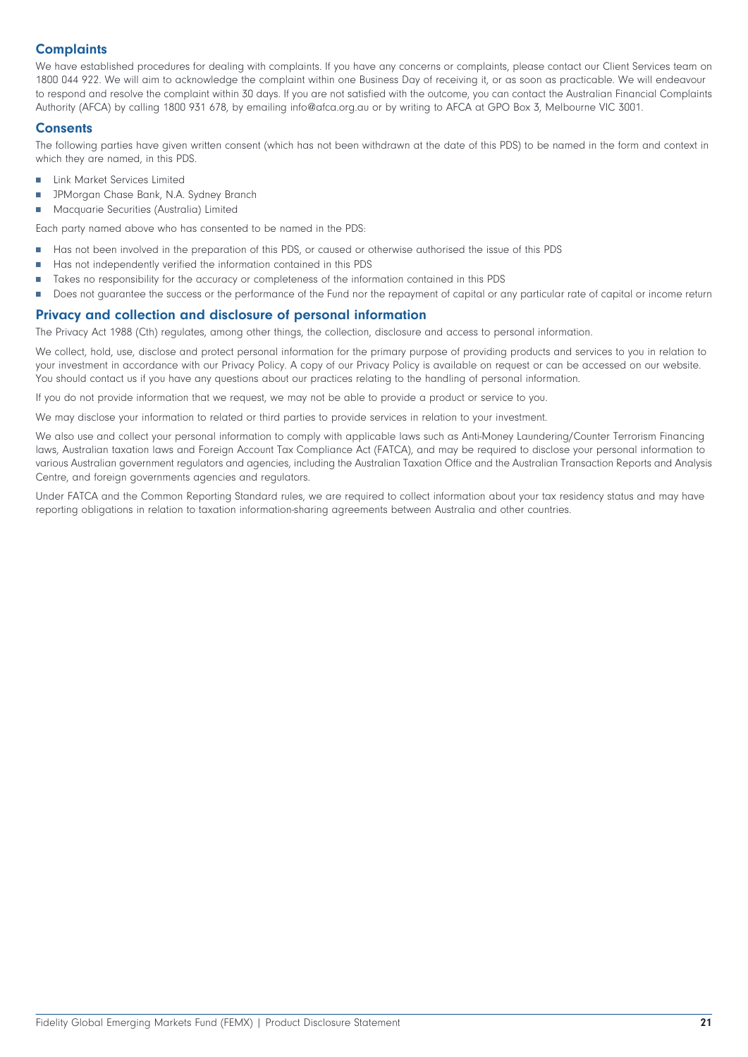## Complaints

We have established procedures for dealing with complaints. If you have any concerns or complaints, please contact our Client Services team on 1800 044 922. We will aim to acknowledge the complaint within one Business Day of receiving it, or as soon as practicable. We will endeavour to respond and resolve the complaint within 30 days. If you are not satisfied with the outcome, you can contact the Australian Financial Complaints Authority (AFCA) by calling 1800 931 678, by emailing info@afca.org.au or by writing to AFCA at GPO Box 3, Melbourne VIC 3001.

## Consents

The following parties have given written consent (which has not been withdrawn at the date of this PDS) to be named in the form and context in which they are named, in this PDS.

- Link Market Services Limited
- JPMorgan Chase Bank, N.A. Sydney Branch
- Macquarie Securities (Australia) Limited

Each party named above who has consented to be named in the PDS:

- Has not been involved in the preparation of this PDS, or caused or otherwise authorised the issue of this PDS
- Has not independently verified the information contained in this PDS
- Takes no responsibility for the accuracy or completeness of the information contained in this PDS
- Does not guarantee the success or the performance of the Fund nor the repayment of capital or any particular rate of capital or income return

## Privacy and collection and disclosure of personal information

The Privacy Act 1988 (Cth) regulates, among other things, the collection, disclosure and access to personal information.

We collect, hold, use, disclose and protect personal information for the primary purpose of providing products and services to you in relation to your investment in accordance with our Privacy Policy. A copy of our Privacy Policy is available on request or can be accessed on our website. You should contact us if you have any questions about our practices relating to the handling of personal information.

If you do not provide information that we request, we may not be able to provide a product or service to you.

We may disclose your information to related or third parties to provide services in relation to your investment.

We also use and collect your personal information to comply with applicable laws such as Anti-Money Laundering/Counter Terrorism Financing laws, Australian taxation laws and Foreign Account Tax Compliance Act (FATCA), and may be required to disclose your personal information to various Australian government regulators and agencies, including the Australian Taxation Office and the Australian Transaction Reports and Analysis Centre, and foreign governments agencies and regulators.

Under FATCA and the Common Reporting Standard rules, we are required to collect information about your tax residency status and may have reporting obligations in relation to taxation information-sharing agreements between Australia and other countries.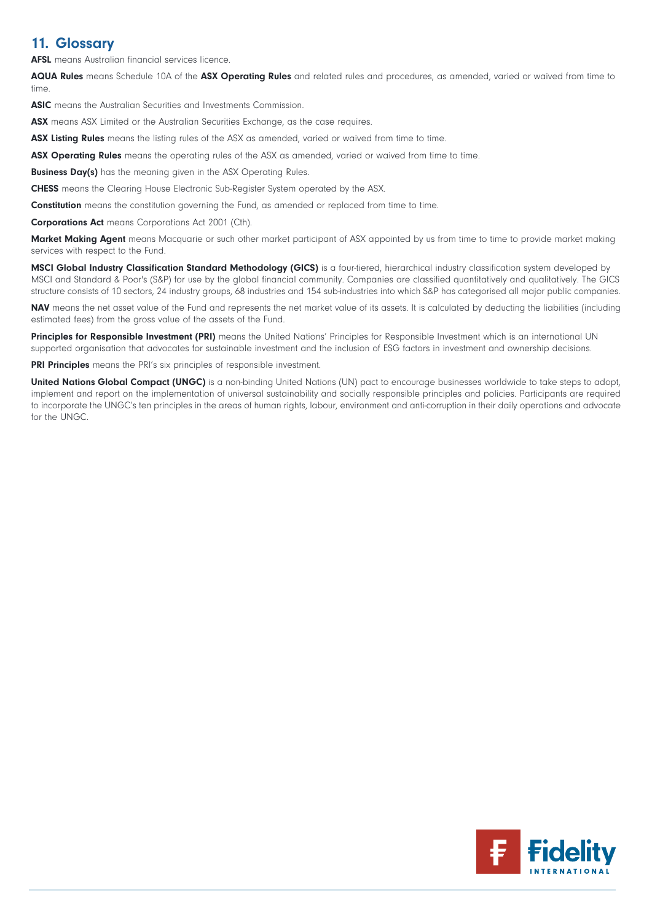## 11. Glossary

**AFSL** means Australian financial services licence.

**AQUA Rules** means Schedule 10A of the **ASX Operating Rules** and related rules and procedures, as amended, varied or waived from time to time.

**ASIC** means the Australian Securities and Investments Commission.

**ASX** means ASX Limited or the Australian Securities Exchange, as the case requires.

**ASX Listing Rules** means the listing rules of the ASX as amended, varied or waived from time to time.

**ASX Operating Rules** means the operating rules of the ASX as amended, varied or waived from time to time.

**Business Day(s)** has the meaning given in the ASX Operating Rules.

**CHESS** means the Clearing House Electronic Sub-Register System operated by the ASX.

**Constitution** means the constitution governing the Fund, as amended or replaced from time to time.

**Corporations Act** means Corporations Act 2001 (Cth).

**Market Making Agent** means Macquarie or such other market participant of ASX appointed by us from time to time to provide market making services with respect to the Fund.

**MSCI Global Industry Classification Standard Methodology (GICS)** is a four-tiered, hierarchical industry classification system developed by MSCI and Standard & Poor's (S&P) for use by the global financial community. Companies are classified quantitatively and qualitatively. The GICS structure consists of 10 sectors, 24 industry groups, 68 industries and 154 sub-industries into which S&P has categorised all major public companies.

**NAV** means the net asset value of the Fund and represents the net market value of its assets. It is calculated by deducting the liabilities (including estimated fees) from the gross value of the assets of the Fund.

**Principles for Responsible Investment (PRI)** means the United Nations' Principles for Responsible Investment which is an international UN supported organisation that advocates for sustainable investment and the inclusion of ESG factors in investment and ownership decisions.

**PRI Principles** means the PRI's six principles of responsible investment.

**United Nations Global Compact (UNGC)** is a non-binding United Nations (UN) pact to encourage businesses worldwide to take steps to adopt, implement and report on the implementation of universal sustainability and socially responsible principles and policies. Participants are required to incorporate the UNGC's ten principles in the areas of human rights, labour, environment and anti-corruption in their daily operations and advocate for the UNGC.